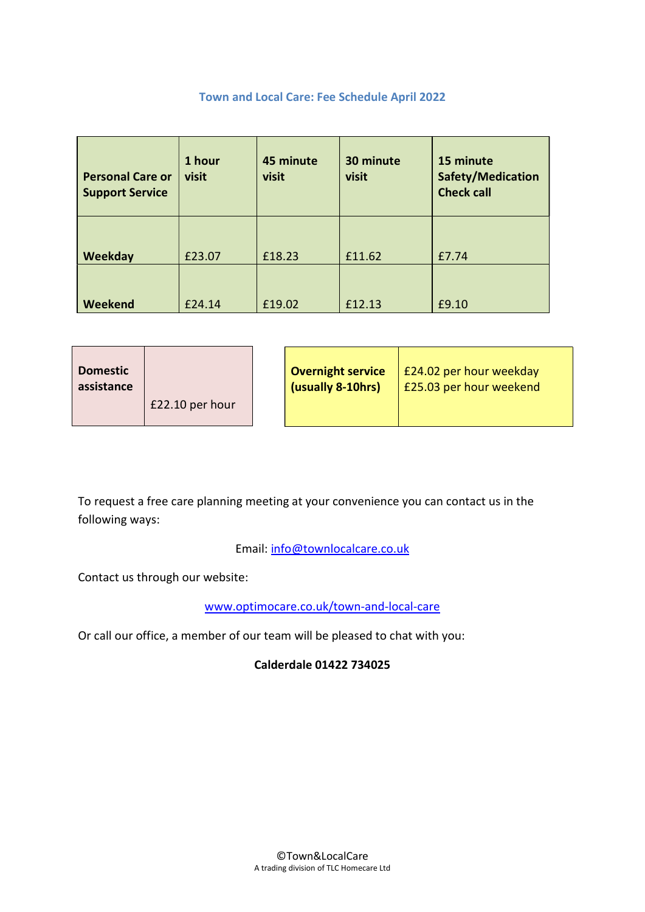## Town and Local Care: Fee Schedule April 2022

| Personal Care or Support Service | 1 hour visit | 45 minute visit | 30 minute visit | 15 minute Safety/Medication Check call |
|---|---|---|---|---|
| **Weekday** | £23.07 | £18.23 | £11.62 | £7.74 |
| **Weekend** | £24.14 | £19.02 | £12.13 | £9.10 |

| | |
|---|---|
| **Domestic assistance** | £22.10 per hour |

| | |
|---|---|
| **Overnight service (usually 8-10hrs)** | £24.02 per hour weekday<br>£25.03 per hour weekend |

To request a free care planning meeting at your convenience you can contact us in the following ways:

Email: info@townlocalcare.co.uk

Contact us through our website:

www.optimocare.co.uk/town-and-local-care

Or call our office, a member of our team will be pleased to chat with you:

**Calderdale 01422 734025**

©Town&LocalCare
A trading division of TLC Homecare Ltd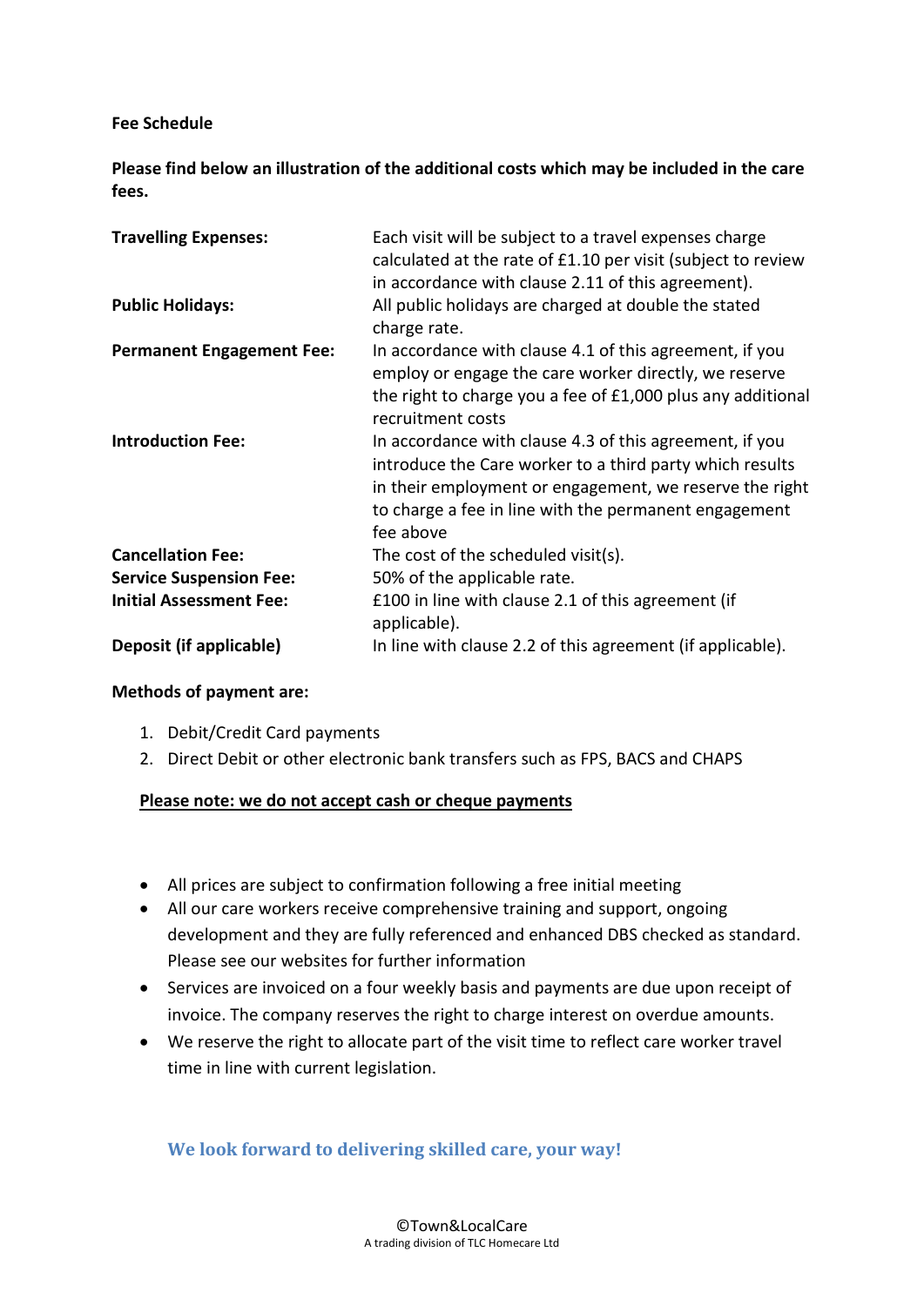**Fee Schedule**

**Please find below an illustration of the additional costs which may be included in the care fees.**

| | |
|---|---|
| **Travelling Expenses:** | Each visit will be subject to a travel expenses charge calculated at the rate of £1.10 per visit (subject to review in accordance with clause 2.11 of this agreement). |
| **Public Holidays:** | All public holidays are charged at double the stated charge rate. |
| **Permanent Engagement Fee:** | In accordance with clause 4.1 of this agreement, if you employ or engage the care worker directly, we reserve the right to charge you a fee of £1,000 plus any additional recruitment costs |
| **Introduction Fee:** | In accordance with clause 4.3 of this agreement, if you introduce the Care worker to a third party which results in their employment or engagement, we reserve the right to charge a fee in line with the permanent engagement fee above |
| **Cancellation Fee:** | The cost of the scheduled visit(s). |
| **Service Suspension Fee:** | 50% of the applicable rate. |
| **Initial Assessment Fee:** | £100 in line with clause 2.1 of this agreement (if applicable). |
| **Deposit (if applicable)** | In line with clause 2.2 of this agreement (if applicable). |

**Methods of payment are:**

1. Debit/Credit Card payments
2. Direct Debit or other electronic bank transfers such as FPS, BACS and CHAPS

**<u>Please note: we do not accept cash or cheque payments</u>**

- All prices are subject to confirmation following a free initial meeting
- All our care workers receive comprehensive training and support, ongoing development and they are fully referenced and enhanced DBS checked as standard. Please see our websites for further information
- Services are invoiced on a four weekly basis and payments are due upon receipt of invoice. The company reserves the right to charge interest on overdue amounts.
- We reserve the right to allocate part of the visit time to reflect care worker travel time in line with current legislation.

**We look forward to delivering skilled care, your way!**

©Town&LocalCare
A trading division of TLC Homecare Ltd